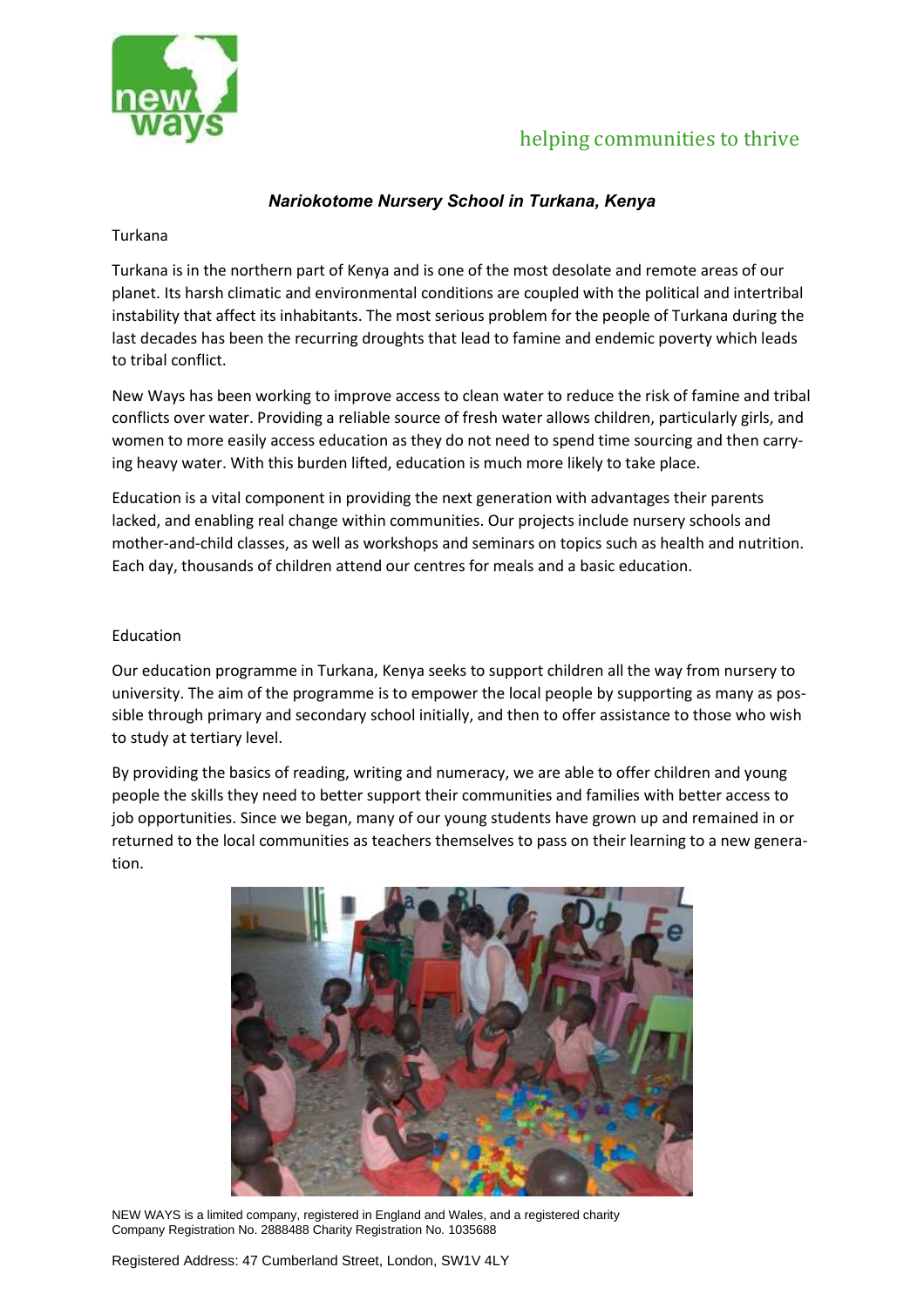helping communities to thrive

# *Nariokotome Nursery School in Turkana, Kenya*

## Turkana

Turkana is in the northern part of Kenya and is one of the most desolate and remote areas of our planet. Its harsh climatic and environmental conditions are coupled with the political and intertribal instability that affect its inhabitants. The most serious problem for the people of Turkana during the last decades has been the recurring droughts that lead to famine and endemic poverty which leads to tribal conflict.

New Ways has been working to improve access to clean water to reduce the risk of famine and tribal conflicts over water. Providing a reliable source of fresh water allows children, particularly girls, and women to more easily access education as they do not need to spend time sourcing and then carrying heavy water. With this burden lifted, education is much more likely to take place.

Education is a vital component in providing the next generation with advantages their parents lacked, and enabling real change within communities. Our projects include nursery schools and mother-and-child classes, as well as workshops and seminars on topics such as health and nutrition. Each day, thousands of children attend our centres for meals and a basic education.

## Education

Our education programme in Turkana, Kenya seeks to support children all the way from nursery to university. The aim of the programme is to empower the local people by supporting as many as possible through primary and secondary school initially, and then to offer assistance to those who wish to study at tertiary level.

By providing the basics of reading, writing and numeracy, we are able to offer children and young people the skills they need to better support their communities and families with better access to job opportunities. Since we began, many of our young students have grown up and remained in or returned to the local communities as teachers themselves to pass on their learning to a new generation.

NEW WAYS is a limited company, registered in England and Wales, and a registered charity
Company Registration No. 2888488 Charity Registration No. 1035688

Registered Address: 47 Cumberland Street, London, SW1V 4LY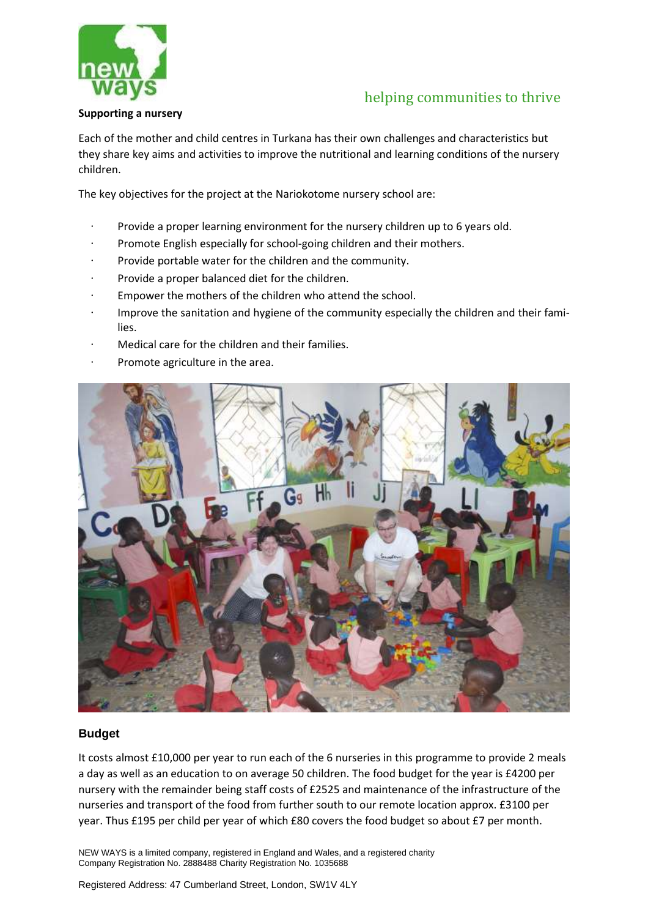**Supporting a nursery**

Each of the mother and child centres in Turkana has their own challenges and characteristics but they share key aims and activities to improve the nutritional and learning conditions of the nursery children.

The key objectives for the project at the Nariokotome nursery school are:

- Provide a proper learning environment for the nursery children up to 6 years old.
- Promote English especially for school-going children and their mothers.
- Provide portable water for the children and the community.
- Provide a proper balanced diet for the children.
- Empower the mothers of the children who attend the school.
- Improve the sanitation and hygiene of the community especially the children and their families.
- Medical care for the children and their families.
- Promote agriculture in the area.

## Budget

It costs almost £10,000 per year to run each of the 6 nurseries in this programme to provide 2 meals a day as well as an education to on average 50 children. The food budget for the year is £4200 per nursery with the remainder being staff costs of £2525 and maintenance of the infrastructure of the nurseries and transport of the food from further south to our remote location approx. £3100 per year. Thus £195 per child per year of which £80 covers the food budget so about £7 per month.

NEW WAYS is a limited company, registered in England and Wales, and a registered charity
Company Registration No. 2888488 Charity Registration No. 1035688

Registered Address: 47 Cumberland Street, London, SW1V 4LY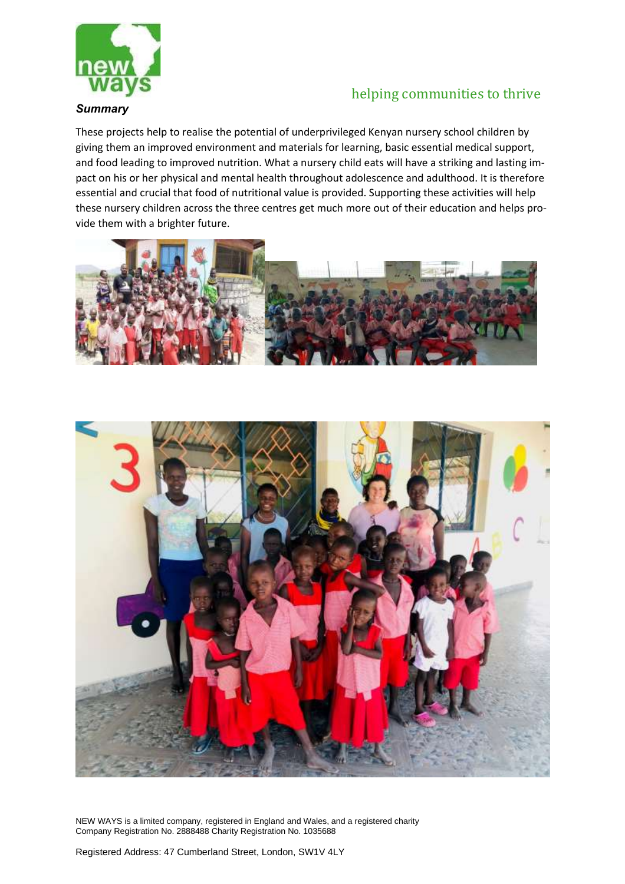helping communities to thrive

***Summary***

These projects help to realise the potential of underprivileged Kenyan nursery school children by giving them an improved environment and materials for learning, basic essential medical support, and food leading to improved nutrition. What a nursery child eats will have a striking and lasting impact on his or her physical and mental health throughout adolescence and adulthood. It is therefore essential and crucial that food of nutritional value is provided. Supporting these activities will help these nursery children across the three centres get much more out of their education and helps provide them with a brighter future.

NEW WAYS is a limited company, registered in England and Wales, and a registered charity
Company Registration No. 2888488 Charity Registration No. 1035688

Registered Address: 47 Cumberland Street, London, SW1V 4LY